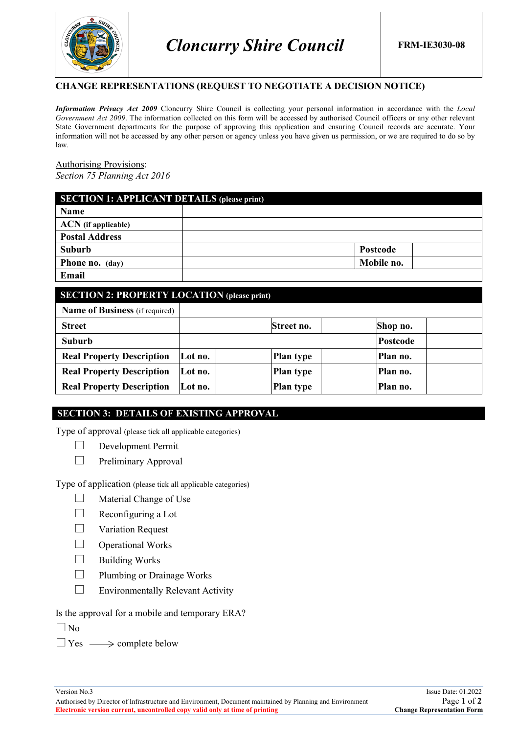| Cloncurry Shire Council | FRM-IE3030-08 |
|---|---|

## CHANGE REPRESENTATIONS (REQUEST TO NEGOTIATE A DECISION NOTICE)

***Information Privacy Act 2009*** Cloncurry Shire Council is collecting your personal information in accordance with the *Local Government Act 2009*. The information collected on this form will be accessed by authorised Council officers or any other relevant State Government departments for the purpose of approving this application and ensuring Council records are accurate. Your information will not be accessed by any other person or agency unless you have given us permission, or we are required to do so by law.

Authorising Provisions:
*Section 75 Planning Act 2016*

| SECTION 1: APPLICANT DETAILS (please print) | | | |
|---|---|---|---|
| **Name** | | | |
| **ACN** (if applicable) | | | |
| **Postal Address** | | | |
| **Suburb** | | **Postcode** | |
| **Phone no. (day)** | | **Mobile no.** | |
| **Email** | | | |

| SECTION 2: PROPERTY LOCATION (please print) | | | | | | |
|---|---|---|---|---|---|---|
| **Name of Business** (if required) | | | | | | |
| **Street** | | | **Street no.** | | **Shop no.** | |
| **Suburb** | | | | | **Postcode** | |
| **Real Property Description** | **Lot no.** | | **Plan type** | | **Plan no.** | |
| **Real Property Description** | **Lot no.** | | **Plan type** | | **Plan no.** | |
| **Real Property Description** | **Lot no.** | | **Plan type** | | **Plan no.** | |

## SECTION 3: DETAILS OF EXISTING APPROVAL

Type of approval (please tick all applicable categories)

- ☐ Development Permit
- ☐ Preliminary Approval

Type of application (please tick all applicable categories)

- ☐ Material Change of Use
- ☐ Reconfiguring a Lot
- ☐ Variation Request
- ☐ Operational Works
- ☐ Building Works
- ☐ Plumbing or Drainage Works
- ☐ Environmentally Relevant Activity

Is the approval for a mobile and temporary ERA?

☐ No

☐ Yes ⟶ complete below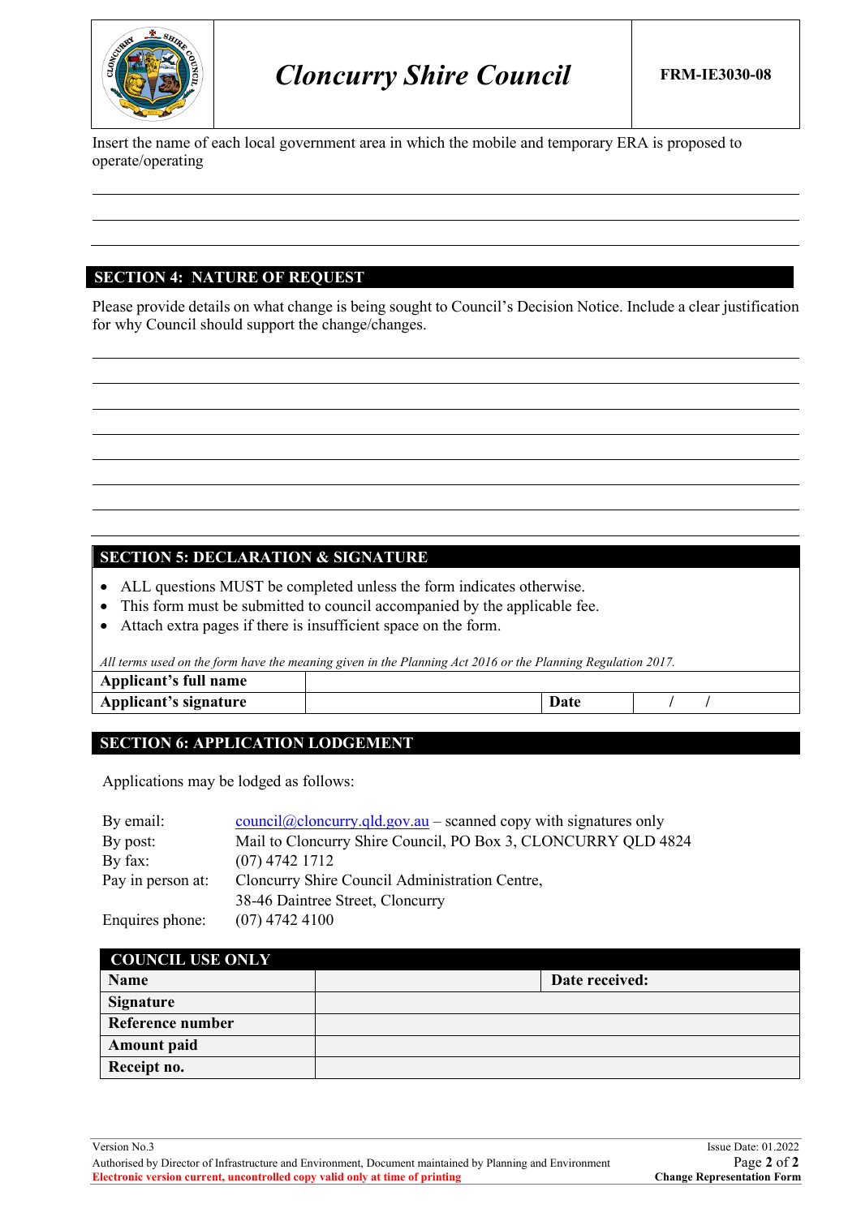Insert the name of each local government area in which the mobile and temporary ERA is proposed to operate/operating

## SECTION 4: NATURE OF REQUEST

Please provide details on what change is being sought to Council's Decision Notice. Include a clear justification for why Council should support the change/changes.

## SECTION 5: DECLARATION & SIGNATURE

- ALL questions MUST be completed unless the form indicates otherwise.
- This form must be submitted to council accompanied by the applicable fee.
- Attach extra pages if there is insufficient space on the form.

*All terms used on the form have the meaning given in the Planning Act 2016 or the Planning Regulation 2017.*

| | | | |
|---|---|---|---|
| **Applicant's full name** | | | |
| **Applicant's signature** | | **Date** | / / |

## SECTION 6: APPLICATION LODGEMENT

Applications may be lodged as follows:

| | |
|---|---|
| By email: | council@cloncurry.qld.gov.au – scanned copy with signatures only |
| By post: | Mail to Cloncurry Shire Council, PO Box 3, CLONCURRY QLD 4824 |
| By fax: | (07) 4742 1712 |
| Pay in person at: | Cloncurry Shire Council Administration Centre, 38-46 Daintree Street, Cloncurry |
| Enquires phone: | (07) 4742 4100 |

| COUNCIL USE ONLY | | |
|---|---|---|
| **Name** | | **Date received:** |
| **Signature** | | |
| **Reference number** | | |
| **Amount paid** | | |
| **Receipt no.** | | |